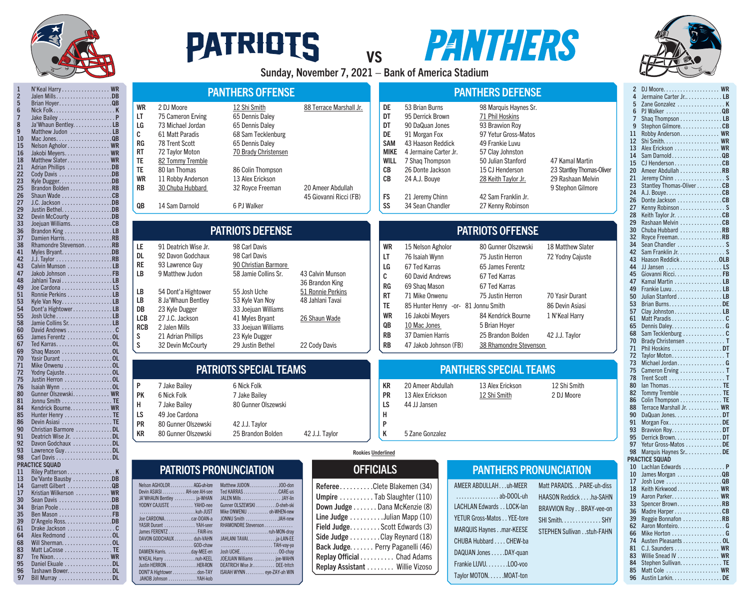# PATRIOTS vs PANTHERS

Sunday, November 7, 2021 – Bank of America Stadium

## Patriots Roster

| No. | Name | Pos |
|---|---|---|
| 1 | N'Keal Harry | WR |
| 2 | Jalen Mills | DB |
| 5 | Brian Hoyer | QB |
| 6 | Nick Folk | K |
| 7 | Jake Bailey | P |
| 8 | Ja'Whaun Bentley | LB |
| 9 | Matthew Judon | LB |
| 10 | Mac Jones | QB |
| 15 | Nelson Agholor | WR |
| 16 | Jakobi Meyers | WR |
| 18 | Matthew Slater | WR |
| 21 | Adrian Phillips | DB |
| 22 | Cody Davis | DB |
| 23 | Kyle Dugger | DB |
| 25 | Brandon Bolden | RB |
| 26 | Shaun Wade | CB |
| 27 | J.C. Jackson | DB |
| 29 | Justin Bethel | DB |
| 32 | Devin McCourty | DB |
| 33 | Joejuan Williams | CB |
| 36 | Brandon King | LB |
| 37 | Damien Harris | RB |
| 38 | Rhamondre Stevenson | RB |
| 41 | Myles Bryant | DB |
| 42 | J.J. Taylor | RB |
| 43 | Calvin Munson | LB |
| 47 | Jakob Johnson | FB |
| 48 | Jahlani Tavai | LB |
| 49 | Joe Cardona | LS |
| 51 | Ronnie Perkins | LB |
| 53 | Kyle Van Noy | LB |
| 54 | Dont'a Hightower | LB |
| 55 | Josh Uche | LB |
| 58 | Jamie Collins Sr. | LB |
| 60 | David Andrews | C |
| 65 | James Ferentz | OL |
| 67 | Ted Karras | OL |
| 69 | Shaq Mason | OL |
| 70 | Yasir Durant | OL |
| 71 | Mike Onwenu | OL |
| 72 | Yodny Cajuste | OL |
| 75 | Justin Herron | OL |
| 76 | Isaiah Wynn | OL |
| 80 | Gunner Olszewski | WR |
| 81 | Jonnu Smith | TE |
| 84 | Kendrick Bourne | WR |
| 85 | Hunter Henry | TE |
| 86 | Devin Asiasi | TE |
| 90 | Christian Barmore | DL |
| 91 | Deatrich Wise Jr. | DL |
| 92 | Davon Godchaux | DL |
| 93 | Lawrence Guy | DL |
| 98 | Carl Davis | DL |

**PRACTICE SQUAD**

| No. | Name | Pos |
|---|---|---|
| 11 | Riley Patterson | K |
| 13 | De'Vante Bausby | DB |
| 14 | Garrett Gilbert | QB |
| 17 | Kristian Wilkerson | WR |
| 30 | Sean Davis | DB |
| 34 | Brian Poole | DB |
| 35 | Ben Mason | FB |
| 39 | D'Angelo Ross | DB |
| 61 | Drake Jackson | C |
| 64 | Alex Redmond | OL |
| 68 | Will Sherman | OL |
| 83 | Matt LaCosse | TE |
| 87 | Tre Nixon | WR |
| 95 | Daniel Ekuale | DL |
| 96 | Tashawn Bower | DL |
| 97 | Bill Murray | DL |

## PANTHERS OFFENSE

| Pos | | | |
|---|---|---|---|
| WR | 2 DJ Moore | 12 Shi Smith | 88 Terrace Marshall Jr. |
| LT | 75 Cameron Erving | 65 Dennis Daley | |
| LG | 73 Michael Jordan | 65 Dennis Daley | |
| C | 61 Matt Paradis | 68 Sam Tecklenburg | |
| RG | 78 Trent Scott | 65 Dennis Daley | |
| RT | 72 Taylor Moton | 70 Brady Christensen | |
| TE | 82 Tommy Tremble | | |
| TE | 80 Ian Thomas | 86 Colin Thompson | |
| WR | 11 Robby Anderson | 13 Alex Erickson | |
| RB | 30 Chuba Hubbard | 32 Royce Freeman | 20 Ameer Abdullah<br>45 Giovanni Ricci (FB) |
| QB | 14 Sam Darnold | 6 PJ Walker | |

## PANTHERS DEFENSE

| Pos | | | |
|---|---|---|---|
| DE | 53 Brian Burns | 98 Marquis Haynes Sr. | |
| DT | 95 Derrick Brown | 71 Phil Hoskins | |
| DT | 90 DaQuan Jones | 93 Bravvion Roy | |
| DE | 91 Morgan Fox | 97 Yetur Gross-Matos | |
| SAM | 43 Haason Reddick | 49 Frankie Luvu | |
| MIKE | 4 Jermaine Carter Jr. | 57 Clay Johnston | |
| WILL | 7 Shaq Thompson | 50 Julian Stanford | 47 Kamal Martin |
| CB | 26 Donte Jackson | 15 CJ Henderson | 23 Stantley Thomas-Oliver |
| CB | 24 A.J. Bouye | 28 Keith Taylor Jr. | 29 Rashaan Melvin<br>9 Stephon Gilmore |
| FS | 21 Jeremy Chinn | 42 Sam Franklin Jr. | |
| SS | 34 Sean Chandler | 27 Kenny Robinson | |

## PATRIOTS DEFENSE

| Pos | | | |
|---|---|---|---|
| LE | 91 Deatrich Wise Jr. | 98 Carl Davis | |
| DL | 92 Davon Godchaux | 98 Carl Davis | |
| RE | 93 Lawrence Guy | 90 Christian Barmore | |
| LB | 9 Matthew Judon | 58 Jamie Collins Sr. | 43 Calvin Munson<br>36 Brandon King |
| LB | 54 Dont'a Hightower | 55 Josh Uche | 51 Ronnie Perkins |
| LB | 8 Ja'Whaun Bentley | 53 Kyle Van Noy | 48 Jahlani Tavai |
| DB | 23 Kyle Dugger | 33 Joejuan Williams | |
| LCB | 27 J.C. Jackson | 41 Myles Bryant | 26 Shaun Wade |
| RCB | 2 Jalen Mills | 33 Joejuan Williams | |
| S | 21 Adrian Phillips | 23 Kyle Dugger | |
| S | 32 Devin McCourty | 29 Justin Bethel | 22 Cody Davis |

## PATRIOTS OFFENSE

| Pos | | | |
|---|---|---|---|
| WR | 15 Nelson Agholor | 80 Gunner Olszewski | 18 Matthew Slater |
| LT | 76 Isaiah Wynn | 75 Justin Herron | 72 Yodny Cajuste |
| LG | 67 Ted Karras | 65 James Ferentz | |
| C | 60 David Andrews | 67 Ted Karras | |
| RG | 69 Shaq Mason | 67 Ted Karras | |
| RT | 71 Mike Onwenu | 75 Justin Herron | 70 Yasir Durant |
| TE | 85 Hunter Henry -or- 81 Jonnu Smith | | 86 Devin Asiasi |
| WR | 16 Jakobi Meyers | 84 Kendrick Bourne | 1 N'Keal Harry |
| QB | 10 Mac Jones | 5 Brian Hoyer | |
| RB | 37 Damien Harris | 25 Brandon Bolden | 42 J.J. Taylor |
| RB | 47 Jakob Johnson (FB) | 38 Rhamondre Stevenson | |

## PATRIOTS SPECIAL TEAMS

| Pos | | | |
|---|---|---|---|
| P | 7 Jake Bailey | 6 Nick Folk | |
| PK | 6 Nick Folk | 7 Jake Bailey | |
| H | 7 Jake Bailey | 80 Gunner Olszewski | |
| LS | 49 Joe Cardona | | |
| PR | 80 Gunner Olszewski | 42 J.J. Taylor | |
| KR | 80 Gunner Olszewski | 25 Brandon Bolden | 42 J.J. Taylor |

## PANTHERS SPECIAL TEAMS

| Pos | | | |
|---|---|---|---|
| KR | 20 Ameer Abdullah | 13 Alex Erickson | 12 Shi Smith |
| PR | 13 Alex Erickson | 12 Shi Smith | 2 DJ Moore |
| LS | 44 JJ Jansen | | |
| H | | | |
| P | | | |
| K | 5 Zane Gonzalez | | |

Rookies Underlined

## PATRIOTS PRONUNCIATION

- Nelson AGHOLOR ... AGG-uh-lore
- Devin ASIASI ... AH-see AH-see
- JA'WHAUN Bentley ... ja-WHAN
- YODNY CAJUSTE ... YAHD-nee kuh-JUST
- Joe CARDONA ... car-DOAN-a
- YASIR Durant ... YAH-seer
- James FERENTZ ... FAIR-ins
- DAVON GODCHAUX ... duh-VAHN GOD-chaw
- DAMIEN Harris ... day-MEE-en
- N'KEAL Harry ... nuh-KEEL
- Justin HERRON ... HER-RON
- DONT'A Hightower ... don-TAY
- JAKOB Johnson ... YAH-kob
- Matthew JUDON ... JOO-don
- Ted KARRAS ... CARE-us
- JALEN Mills ... JAY-lin
- Gunner OLSZEWSKI ... O-sheh-ski
- Mike ONWENU ... oh-WHEN-new
- JONNU Smith ... JAH-new
- RHAMONDRE Stevenson ... ruh-MON-dray
- JAHLANI TAVAI ... ja-LAN-EE TAH-vay-ya
- Josh UCHE ... OO-chay
- JOEJUAN Williams ... joe-WAHN
- DEATRICH Wise Jr. ... DEE-tritch
- ISAIAH WYNN ... eye-ZAY-ah WIN

## OFFICIALS

- Referee ... Clete Blakemen (34)
- Umpire ... Tab Slaughter (110)
- Down Judge ... Dana McKenzie (8)
- Line Judge ... Julian Mapp (10)
- Field Judge ... Scott Edwards (3)
- Side Judge ... Clay Reynard (18)
- Back Judge ... Perry Paganelli (46)
- Replay Official ... Chad Adams
- Replay Assistant ... Willie Vizoso

## PANTHERS PRONUNCIATION

- AMEER ABDULLAH ... uh-MEER ab-DOOL-uh
- LACHLAN Edwards ... LOCK-lan
- YETUR Gross-Matos ... YEE-tore
- MARQUIS Haynes ... mar-KEESE
- CHUBA Hubbard ... CHEW-ba
- DAQUAN Jones ... DAY-quan
- Frankie LUVU ... LOO-voo
- Taylor MOTON ... MOAT-ton
- Matt PARADIS ... PARE-uh-diss
- HAASON Reddick ... ha-SAHN
- BRAVVION Roy ... BRAY-vee-on
- SHI Smith ... SHY
- STEPHEN Sullivan ... stuh-FAHN

## Panthers Roster

| No. | Name | Pos |
|---|---|---|
| 2 | DJ Moore | WR |
| 4 | Jermaine Carter Jr. | LB |
| 5 | Zane Gonzalez | K |
| 6 | PJ Walker | QB |
| 7 | Shaq Thompson | LB |
| 9 | Stephon Gilmore | CB |
| 11 | Robby Anderson | WR |
| 12 | Shi Smith | WR |
| 13 | Alex Erickson | WR |
| 14 | Sam Darnold | QB |
| 15 | CJ Henderson | CB |
| 20 | Ameer Abdullah | RB |
| 21 | Jeremy Chinn | S |
| 23 | Stantley Thomas-Oliver | CB |
| 24 | A.J. Bouye | CB |
| 26 | Donte Jackson | CB |
| 27 | Kenny Robinson | S |
| 28 | Keith Taylor Jr. | CB |
| 29 | Rashaan Melvin | CB |
| 30 | Chuba Hubbard | RB |
| 32 | Royce Freeman | RB |
| 34 | Sean Chandler | S |
| 42 | Sam Franklin Jr. | S |
| 43 | Haason Reddick | OLB |
| 44 | JJ Jansen | LS |
| 45 | Giovanni Ricci | FB |
| 47 | Kamal Martin | LB |
| 49 | Frankie Luvu | LB |
| 50 | Julian Stanford | LB |
| 53 | Brian Burns | DE |
| 57 | Clay Johnston | LB |
| 61 | Matt Paradis | C |
| 65 | Dennis Daley | G |
| 68 | Sam Tecklenburg | C |
| 70 | Brady Christensen | T |
| 71 | Phil Hoskins | DT |
| 72 | Taylor Moton | T |
| 73 | Michael Jordan | G |
| 75 | Cameron Erving | T |
| 78 | Trent Scott | T |
| 80 | Ian Thomas | TE |
| 82 | Tommy Tremble | TE |
| 86 | Colin Thompson | TE |
| 88 | Terrace Marshall Jr. | WR |
| 90 | DaQuan Jones | DT |
| 91 | Morgan Fox | DE |
| 93 | Bravvion Roy | DT |
| 95 | Derrick Brown | DT |
| 97 | Yetur Gross-Matos | DE |
| 98 | Marquis Haynes Sr. | DE |

**PRACTICE SQUAD**

| No. | Name | Pos |
|---|---|---|
| 10 | Lachlan Edwards | P |
| 10 | James Morgan | QB |
| 17 | Josh Love | QB |
| 18 | Keith Kirkwood | WR |
| 19 | Aaron Parker | WR |
| 33 | Spencer Brown | RB |
| 36 | Madre Harper | CB |
| 39 | Reggie Bonnafon | RB |
| 62 | Aaron Monteiro | G |
| 66 | Mike Horton | G |
| 74 | Austen Pleasants | OL |
| 81 | C.J. Saunders | WR |
| 83 | Willie Snead IV | WR |
| 84 | Stephen Sullivan | TE |
| 85 | Matt Cole | WR |
| 96 | Austin Larkin | DE |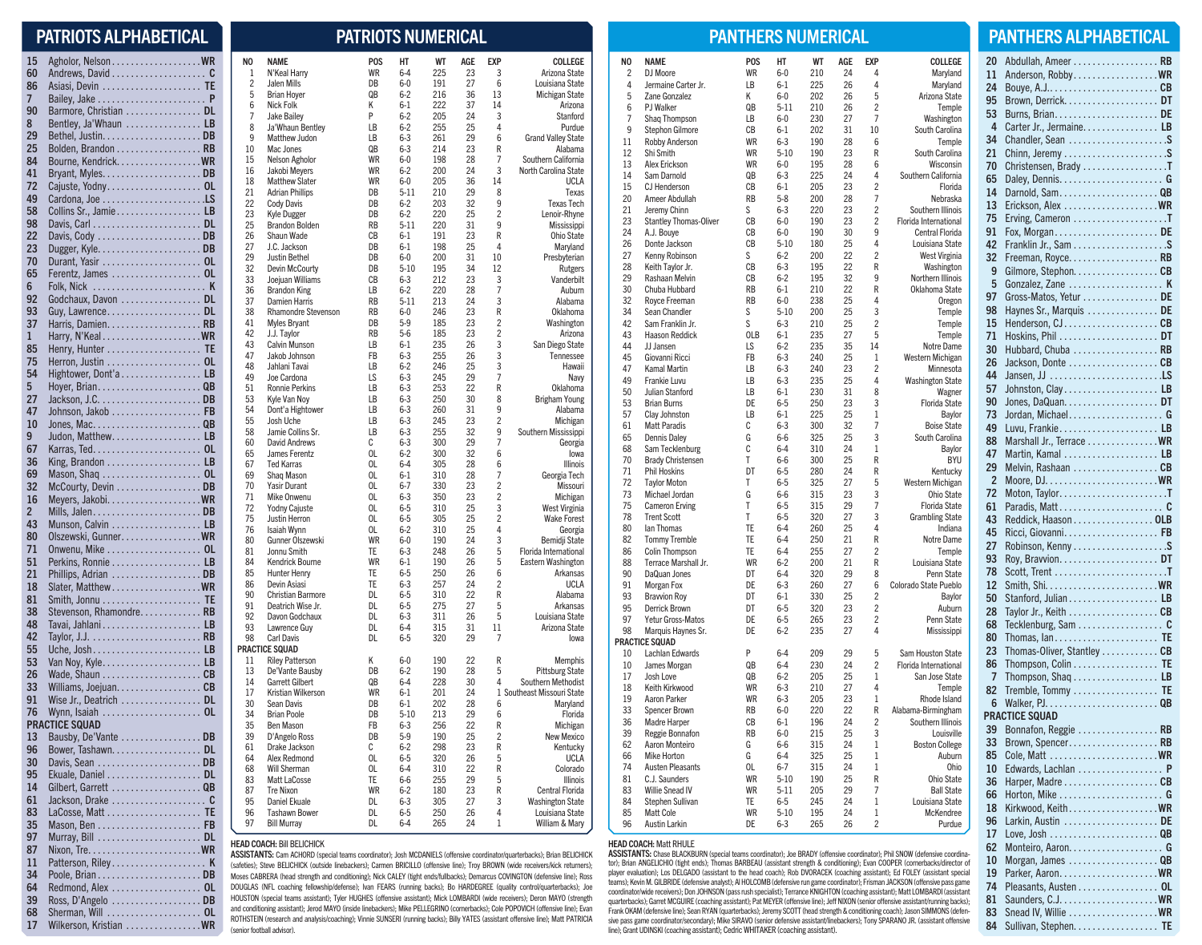## PATRIOTS ALPHABETICAL

| | | |
|---|---|---|
| 15 | Agholor, Nelson | WR |
| 60 | Andrews, David | C |
| 86 | Asiasi, Devin | TE |
| 7 | Bailey, Jake | P |
| 90 | Barmore, Christian | DL |
| 8 | Bentley, Ja'Whaun | LB |
| 29 | Bethel, Justin | DB |
| 25 | Bolden, Brandon | RB |
| 84 | Bourne, Kendrick | WR |
| 41 | Bryant, Myles | DB |
| 72 | Cajuste, Yodny | OL |
| 49 | Cardona, Joe | LS |
| 58 | Collins Sr., Jamie | LB |
| 98 | Davis, Carl | DL |
| 22 | Davis, Cody | DB |
| 23 | Dugger, Kyle | DB |
| 70 | Durant, Yasir | OL |
| 65 | Ferentz, James | OL |
| 6 | Folk, Nick | K |
| 92 | Godchaux, Davon | DL |
| 93 | Guy, Lawrence | DL |
| 37 | Harris, Damien | RB |
| 1 | Harry, N'Keal | WR |
| 85 | Henry, Hunter | TE |
| 75 | Herron, Justin | OL |
| 54 | Hightower, Dont'a | LB |
| 5 | Hoyer, Brian | QB |
| 27 | Jackson, J.C. | DB |
| 47 | Johnson, Jakob | FB |
| 10 | Jones, Mac | QB |
| 9 | Judon, Matthew | LB |
| 67 | Karras, Ted | OL |
| 36 | King, Brandon | LB |
| 69 | Mason, Shaq | OL |
| 32 | McCourty, Devin | DB |
| 16 | Meyers, Jakobi | WR |
| 2 | Mills, Jalen | DB |
| 43 | Munson, Calvin | LB |
| 80 | Olszewski, Gunner | WR |
| 71 | Onwenu, Mike | OL |
| 51 | Perkins, Ronnie | LB |
| 21 | Phillips, Adrian | DB |
| 18 | Slater, Matthew | WR |
| 81 | Smith, Jonnu | TE |
| 38 | Stevenson, Rhamondre | RB |
| 48 | Tavai, Jahlani | LB |
| 42 | Taylor, J.J. | RB |
| 55 | Uche, Josh | LB |
| 53 | Van Noy, Kyle | LB |
| 26 | Wade, Shaun | CB |
| 33 | Williams, Joejuan | CB |
| 91 | Wise Jr., Deatrich | DL |
| 76 | Wynn, Isaiah | OL |
| **PRACTICE SQUAD** | | |
| 13 | Bausby, De'Vante | DB |
| 96 | Bower, Tashawn | DL |
| 30 | Davis, Sean | DB |
| 95 | Ekuale, Daniel | DL |
| 14 | Gilbert, Garrett | QB |
| 61 | Jackson, Drake | C |
| 83 | LaCosse, Matt | TE |
| 35 | Mason, Ben | FB |
| 97 | Murray, Bill | DL |
| 87 | Nixon, Tre | WR |
| 11 | Patterson, Riley | K |
| 34 | Poole, Brian | DB |
| 64 | Redmond, Alex | OL |
| 39 | Ross, D'Angelo | DB |
| 68 | Sherman, Will | OL |
| 17 | Wilkerson, Kristian | WR |

## PATRIOTS NUMERICAL

| NO | NAME | POS | HT | WT | AGE | EXP | COLLEGE |
|---|---|---|---|---|---|---|---|
| 1 | N'Keal Harry | WR | 6-4 | 225 | 23 | 3 | Arizona State |
| 2 | Jalen Mills | DB | 6-0 | 191 | 27 | 6 | Louisiana State |
| 5 | Brian Hoyer | QB | 6-2 | 216 | 36 | 13 | Michigan State |
| 6 | Nick Folk | K | 6-1 | 222 | 37 | 14 | Arizona |
| 7 | Jake Bailey | P | 6-2 | 205 | 24 | 3 | Stanford |
| 8 | Ja'Whaun Bentley | LB | 6-2 | 255 | 25 | 4 | Purdue |
| 9 | Matthew Judon | LB | 6-3 | 261 | 29 | 6 | Grand Valley State |
| 10 | Mac Jones | QB | 6-3 | 214 | 23 | R | Alabama |
| 15 | Nelson Agholor | WR | 6-0 | 198 | 28 | 7 | Southern California |
| 16 | Jakobi Meyers | WR | 6-2 | 200 | 24 | 3 | North Carolina State |
| 18 | Matthew Slater | WR | 6-0 | 205 | 36 | 14 | UCLA |
| 21 | Adrian Phillips | DB | 5-11 | 210 | 29 | 8 | Texas |
| 22 | Cody Davis | DB | 6-2 | 203 | 32 | 9 | Texas Tech |
| 23 | Kyle Dugger | DB | 6-2 | 220 | 25 | 2 | Lenoir-Rhyne |
| 25 | Brandon Bolden | RB | 5-11 | 220 | 31 | 9 | Mississippi |
| 26 | Shaun Wade | CB | 6-1 | 191 | 23 | R | Ohio State |
| 27 | J.C. Jackson | DB | 6-1 | 198 | 25 | 4 | Maryland |
| 29 | Justin Bethel | DB | 6-0 | 200 | 31 | 10 | Presbyterian |
| 32 | Devin McCourty | DB | 5-10 | 195 | 34 | 12 | Rutgers |
| 33 | Joejuan Williams | CB | 6-3 | 212 | 23 | 3 | Vanderbilt |
| 36 | Brandon King | LB | 6-2 | 220 | 28 | 7 | Auburn |
| 37 | Damien Harris | RB | 5-11 | 213 | 24 | 3 | Alabama |
| 38 | Rhamondre Stevenson | RB | 6-0 | 246 | 23 | R | Oklahoma |
| 41 | Myles Bryant | DB | 5-9 | 185 | 23 | 2 | Washington |
| 42 | J.J. Taylor | RB | 5-6 | 185 | 23 | 2 | Arizona |
| 43 | Calvin Munson | LB | 6-1 | 235 | 26 | 3 | San Diego State |
| 47 | Jakob Johnson | FB | 6-3 | 255 | 26 | 3 | Tennessee |
| 48 | Jahlani Tavai | LB | 6-2 | 246 | 25 | 3 | Hawaii |
| 49 | Joe Cardona | LS | 6-3 | 245 | 29 | 7 | Navy |
| 51 | Ronnie Perkins | LB | 6-3 | 253 | 22 | R | Oklahoma |
| 53 | Kyle Van Noy | LB | 6-3 | 250 | 30 | 8 | Brigham Young |
| 54 | Dont'a Hightower | LB | 6-3 | 260 | 31 | 9 | Alabama |
| 55 | Josh Uche | LB | 6-3 | 245 | 23 | 2 | Michigan |
| 58 | Jamie Collins Sr. | LB | 6-3 | 255 | 32 | 9 | Southern Mississippi |
| 60 | David Andrews | C | 6-3 | 300 | 29 | 7 | Georgia |
| 65 | James Ferentz | OL | 6-2 | 300 | 32 | 6 | Iowa |
| 67 | Ted Karras | OL | 6-4 | 305 | 28 | 6 | Illinois |
| 69 | Shaq Mason | OL | 6-1 | 310 | 28 | 7 | Georgia Tech |
| 70 | Yasir Durant | OL | 6-7 | 330 | 23 | 2 | Missouri |
| 71 | Mike Onwenu | OL | 6-3 | 350 | 23 | 2 | Michigan |
| 72 | Yodny Cajuste | OL | 6-5 | 310 | 25 | 3 | West Virginia |
| 75 | Justin Herron | OL | 6-5 | 305 | 25 | 2 | Wake Forest |
| 76 | Isaiah Wynn | OL | 6-2 | 310 | 25 | 4 | Georgia |
| 80 | Gunner Olszewski | WR | 6-0 | 190 | 24 | 3 | Bemidji State |
| 81 | Jonnu Smith | TE | 6-3 | 248 | 26 | 5 | Florida International |
| 84 | Kendrick Bourne | WR | 6-1 | 190 | 26 | 5 | Eastern Washington |
| 85 | Hunter Henry | TE | 6-5 | 250 | 26 | 6 | Arkansas |
| 86 | Devin Asiasi | TE | 6-3 | 257 | 24 | 2 | UCLA |
| 90 | Christian Barmore | DL | 6-5 | 310 | 22 | R | Alabama |
| 91 | Deatrich Wise Jr. | DL | 6-5 | 275 | 27 | 5 | Arkansas |
| 92 | Davon Godchaux | DL | 6-3 | 311 | 26 | 5 | Louisiana State |
| 93 | Lawrence Guy | DL | 6-4 | 315 | 31 | 11 | Arizona State |
| 98 | Carl Davis | DL | 6-5 | 320 | 29 | 7 | Iowa |
| **PRACTICE SQUAD** | | | | | | | |
| 11 | Riley Patterson | K | 6-0 | 190 | 22 | R | Memphis |
| 13 | De'Vante Bausby | DB | 6-2 | 190 | 28 | 5 | Pittsburg State |
| 14 | Garrett Gilbert | QB | 6-4 | 228 | 30 | 4 | Southern Methodist |
| 17 | Kristian Wilkerson | WR | 6-1 | 201 | 24 | 1 | Southeast Missouri State |
| 30 | Sean Davis | DB | 6-1 | 202 | 28 | 6 | Maryland |
| 34 | Brian Poole | DB | 5-10 | 213 | 29 | 6 | Florida |
| 35 | Ben Mason | FB | 6-3 | 256 | 22 | R | Michigan |
| 39 | D'Angelo Ross | DB | 5-9 | 190 | 25 | 2 | New Mexico |
| 61 | Drake Jackson | C | 6-2 | 298 | 23 | R | Kentucky |
| 64 | Alex Redmond | OL | 6-5 | 320 | 26 | 5 | UCLA |
| 68 | Will Sherman | OL | 6-4 | 310 | 22 | R | Colorado |
| 83 | Matt LaCosse | TE | 6-6 | 255 | 29 | 5 | Illinois |
| 87 | Tre Nixon | WR | 6-2 | 180 | 23 | R | Central Florida |
| 95 | Daniel Ekuale | DL | 6-3 | 305 | 27 | 3 | Washington State |
| 96 | Tashawn Bower | DL | 6-5 | 250 | 26 | 4 | Louisiana State |
| 97 | Bill Murray | DL | 6-4 | 265 | 24 | 1 | William & Mary |

**HEAD COACH:** Bill Belichick

**ASSISTANTS:** Cam ACHORD (special teams coordinator); Josh McDANIELS (offensive coordinator/quarterbacks); Brian BELICHICK (safeties); Steve BELICHICK (outside linebackers); Carmen BRICILLO (offensive line); Troy BROWN (wide receivers/kick returners); Moses CABRERA (head strength and conditioning); Nick CALEY (tight ends/fullbacks); Demarcus COVINGTON (defensive line); Ross DOUGLAS (NFL coaching fellowship/defense); Ivan FEARS (running backs); Bo HARDEGREE (quality control/quarterbacks); Joe HOUSTON (special teams assistant); Tyler HUGHES (offensive assistant); Mick LOMBARDI (wide receivers); Deron MAYO (strength and conditioning assistant); Jerod MAYO (inside linebackers); Mike PELLEGRINO (cornerbacks); Cole POPOVICH (offensive line); Evan ROTHSTEIN (research and analysis/coaching); Vinnie SUNSERI (running backs); Billy YATES (assistant offensive line); Matt PATRICIA (senior football advisor).

## PANTHERS NUMERICAL

| NO | NAME | POS | HT | WT | AGE | EXP | COLLEGE |
|---|---|---|---|---|---|---|---|
| 2 | DJ Moore | WR | 6-0 | 210 | 24 | 4 | Maryland |
| 4 | Jermaine Carter Jr. | LB | 6-1 | 225 | 26 | 4 | Maryland |
| 5 | Zane Gonzalez | K | 6-0 | 202 | 26 | 5 | Arizona State |
| 6 | PJ Walker | QB | 5-11 | 210 | 26 | 2 | Temple |
| 7 | Shaq Thompson | LB | 6-0 | 230 | 27 | 7 | Washington |
| 9 | Stephon Gilmore | CB | 6-1 | 202 | 31 | 10 | South Carolina |
| 11 | Robby Anderson | WR | 6-3 | 190 | 28 | 6 | Temple |
| 12 | Shi Smith | WR | 5-10 | 190 | 23 | R | South Carolina |
| 13 | Alex Erickson | WR | 6-0 | 195 | 28 | 6 | Wisconsin |
| 14 | Sam Darnold | QB | 6-3 | 225 | 24 | 4 | Southern California |
| 15 | CJ Henderson | CB | 6-1 | 205 | 23 | 2 | Florida |
| 20 | Ameer Abdullah | RB | 5-8 | 200 | 28 | 7 | Nebraska |
| 21 | Jeremy Chinn | S | 6-3 | 220 | 23 | 2 | Southern Illinois |
| 23 | Stantley Thomas-Oliver | CB | 6-0 | 190 | 23 | 2 | Florida International |
| 24 | A.J. Bouye | CB | 6-0 | 190 | 30 | 9 | Central Florida |
| 26 | Donte Jackson | CB | 5-10 | 180 | 25 | 4 | Louisiana State |
| 27 | Kenny Robinson | S | 6-2 | 200 | 22 | 2 | West Virginia |
| 28 | Keith Taylor Jr. | CB | 6-3 | 195 | 22 | R | Washington |
| 29 | Rashaan Melvin | CB | 6-2 | 195 | 32 | 9 | Northern Illinois |
| 30 | Chuba Hubbard | RB | 6-1 | 210 | 22 | R | Oklahoma State |
| 32 | Royce Freeman | RB | 6-0 | 238 | 25 | 4 | Oregon |
| 34 | Sean Chandler | S | 5-10 | 200 | 25 | 3 | Temple |
| 42 | Sam Franklin Jr. | S | 6-3 | 210 | 25 | 2 | Temple |
| 43 | Haason Reddick | OLB | 6-1 | 235 | 27 | 5 | Temple |
| 44 | JJ Jansen | LS | 6-2 | 235 | 35 | 14 | Notre Dame |
| 45 | Giovanni Ricci | FB | 6-3 | 240 | 25 | 1 | Western Michigan |
| 47 | Kamal Martin | LB | 6-3 | 240 | 23 | 2 | Minnesota |
| 49 | Frankie Luvu | LB | 6-3 | 235 | 25 | 4 | Washington State |
| 50 | Julian Stanford | LB | 6-1 | 230 | 31 | 8 | Wagner |
| 53 | Brian Burns | DE | 6-5 | 250 | 23 | 3 | Florida State |
| 57 | Clay Johnston | LB | 6-1 | 225 | 25 | 1 | Baylor |
| 61 | Matt Paradis | C | 6-3 | 300 | 32 | 7 | Boise State |
| 65 | Dennis Daley | G | 6-6 | 325 | 25 | 3 | South Carolina |
| 68 | Sam Tecklenburg | C | 6-4 | 310 | 24 | 1 | Baylor |
| 70 | Brady Christensen | T | 6-6 | 300 | 25 | R | BYU |
| 71 | Phil Hoskins | DT | 6-5 | 280 | 24 | R | Kentucky |
| 72 | Taylor Moton | T | 6-5 | 325 | 27 | 5 | Western Michigan |
| 73 | Michael Jordan | G | 6-6 | 315 | 23 | 3 | Ohio State |
| 75 | Cameron Erving | T | 6-5 | 315 | 29 | 7 | Florida State |
| 78 | Trent Scott | T | 6-5 | 320 | 27 | 3 | Grambling State |
| 80 | Ian Thomas | TE | 6-4 | 260 | 25 | 4 | Indiana |
| 82 | Tommy Tremble | TE | 6-4 | 250 | 21 | R | Notre Dame |
| 86 | Colin Thompson | TE | 6-4 | 255 | 27 | 2 | Temple |
| 88 | Terrace Marshall Jr. | WR | 6-2 | 200 | 21 | R | Louisiana State |
| 90 | DaQuan Jones | DT | 6-4 | 320 | 29 | 8 | Penn State |
| 91 | Morgan Fox | DE | 6-3 | 260 | 27 | 6 | Colorado State Pueblo |
| 93 | Bravvion Roy | DT | 6-1 | 330 | 25 | 2 | Baylor |
| 95 | Derrick Brown | DT | 6-5 | 320 | 23 | 2 | Auburn |
| 97 | Yetur Gross-Matos | DE | 6-5 | 265 | 23 | 2 | Penn State |
| 98 | Marquis Haynes Sr. | DE | 6-2 | 235 | 27 | 4 | Mississippi |
| **PRACTICE SQUAD** | | | | | | | |
| 10 | Lachlan Edwards | P | 6-4 | 209 | 29 | 5 | Sam Houston State |
| 10 | James Morgan | QB | 6-4 | 230 | 24 | 2 | Florida International |
| 17 | Josh Love | QB | 6-2 | 205 | 25 | 1 | San Jose State |
| 18 | Keith Kirkwood | WR | 6-3 | 210 | 27 | 4 | Temple |
| 19 | Aaron Parker | WR | 6-3 | 205 | 23 | 1 | Rhode Island |
| 33 | Spencer Brown | RB | 6-0 | 220 | 22 | R | Alabama-Birmingham |
| 36 | Madre Harper | CB | 6-1 | 196 | 24 | 2 | Southern Illinois |
| 39 | Reggie Bonnafon | RB | 6-0 | 215 | 25 | 3 | Louisville |
| 62 | Aaron Monteiro | G | 6-6 | 315 | 24 | 1 | Boston College |
| 66 | Mike Horton | G | 6-4 | 325 | 25 | 1 | Auburn |
| 74 | Austen Pleasants | OL | 6-7 | 315 | 24 | 1 | Ohio |
| 81 | C.J. Saunders | WR | 5-10 | 190 | 25 | R | Ohio State |
| 83 | Willie Snead IV | WR | 5-11 | 205 | 29 | 7 | Ball State |
| 84 | Stephen Sullivan | TE | 6-5 | 245 | 24 | 1 | Louisiana State |
| 85 | Matt Cole | WR | 5-10 | 195 | 24 | 1 | McKendree |
| 96 | Austin Larkin | DE | 6-3 | 265 | 26 | 2 | Purdue |

**HEAD COACH:** Matt RHULE

**ASSISTANTS:** Chase BLACKBURN (special teams coordinator); Joe BRADY (offensive coordinator); Phil SNOW (defensive coordinator); Brian ANGELICHIO (tight ends); Thomas BARBEAU (assistant strength & conditioning); Evan COOPER (cornerbacks/director of player evaluation); Los DELGADO (assistant to the head coach); Rob DVORACEK (coaching assistant); Ed FOLEY (assistant special teams); Kevin M. GILBRIDE (defensive analyst); Al HOLCOMB (defensive run game coordinator); Frisman JACKSON (offensive pass game coordinator/wide receivers); Don JOHNSON (pass rush specialist); Terrance KNIGHTON (coaching assistant); Matt LOMBARDI (assistant quarterbacks); Garret MCGUIRE (coaching assistant); Pat MEYER (offensive line); Jeff NIXON (senior offensive assistant/running backs); Frank OKAM (defensive line); Sean RYAN (quarterbacks); Jeremy SCOTT (head strength & conditioning coach); Jason SIMMONS (defensive pass game coordinator/secondary); Mike SIRAVO (senior defensive assistant/linebackers); Tony SPARANO JR. (assistant offensive line); Grant UDINSKI (coaching assistant); Cedric WHITAKER (coaching assistant).

## PANTHERS ALPHABETICAL

| | | |
|---|---|---|
| 20 | Abdullah, Ameer | RB |
| 11 | Anderson, Robby | WR |
| 24 | Bouye, A.J. | CB |
| 95 | Brown, Derrick | DT |
| 53 | Burns, Brian | DE |
| 4 | Carter Jr., Jermaine | LB |
| 34 | Chandler, Sean | S |
| 21 | Chinn, Jeremy | S |
| 70 | Christensen, Brady | T |
| 65 | Daley, Dennis | G |
| 14 | Darnold, Sam | QB |
| 13 | Erickson, Alex | WR |
| 75 | Erving, Cameron | T |
| 91 | Fox, Morgan | DE |
| 42 | Franklin Jr., Sam | S |
| 32 | Freeman, Royce | RB |
| 9 | Gilmore, Stephon | CB |
| 5 | Gonzalez, Zane | K |
| 97 | Gross-Matos, Yetur | DE |
| 98 | Haynes Sr., Marquis | DE |
| 15 | Henderson, CJ | CB |
| 71 | Hoskins, Phil | DT |
| 30 | Hubbard, Chuba | RB |
| 26 | Jackson, Donte | CB |
| 44 | Jansen, JJ | LS |
| 57 | Johnston, Clay | LB |
| 90 | Jones, DaQuan | DT |
| 73 | Jordan, Michael | G |
| 49 | Luvu, Frankie | LB |
| 88 | Marshall Jr., Terrace | WR |
| 47 | Martin, Kamal | LB |
| 29 | Melvin, Rashaan | CB |
| 2 | Moore, DJ | WR |
| 72 | Moton, Taylor | T |
| 61 | Paradis, Matt | C |
| 43 | Reddick, Haason | OLB |
| 45 | Ricci, Giovanni | FB |
| 27 | Robinson, Kenny | S |
| 93 | Roy, Bravvion | DT |
| 78 | Scott, Trent | T |
| 12 | Smith, Shi | WR |
| 50 | Stanford, Julian | LB |
| 28 | Taylor Jr., Keith | CB |
| 68 | Tecklenburg, Sam | C |
| 80 | Thomas, Ian | TE |
| 23 | Thomas-Oliver, Stantley | CB |
| 86 | Thompson, Colin | TE |
| 7 | Thompson, Shaq | LB |
| 82 | Tremble, Tommy | TE |
| 6 | Walker, PJ | QB |
| **PRACTICE SQUAD** | | |
| 39 | Bonnafon, Reggie | RB |
| 33 | Brown, Spencer | RB |
| 85 | Cole, Matt | WR |
| 10 | Edwards, Lachlan | P |
| 36 | Harper, Madre | CB |
| 66 | Horton, Mike | G |
| 18 | Kirkwood, Keith | WR |
| 96 | Larkin, Austin | DE |
| 17 | Love, Josh | QB |
| 62 | Monteiro, Aaron | G |
| 10 | Morgan, James | QB |
| 19 | Parker, Aaron | WR |
| 74 | Pleasants, Austen | OL |
| 81 | Saunders, C.J. | WR |
| 83 | Snead IV, Willie | WR |
| 84 | Sullivan, Stephen | TE |